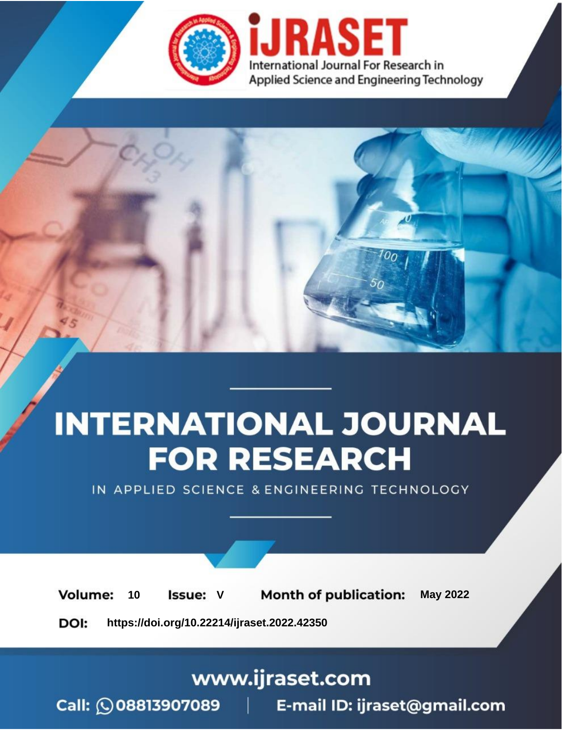iJRASET

International Journal For Research in Applied Science and Engineering Technology

# INTERNATIONAL JOURNAL FOR RESEARCH

IN APPLIED SCIENCE & ENGINEERING TECHNOLOGY

**Volume:** 10 **Issue:** V **Month of publication:** May 2022

**DOI:** https://doi.org/10.22214/ijraset.2022.42350

www.ijraset.com

Call: 08813907089 | E-mail ID: ijraset@gmail.com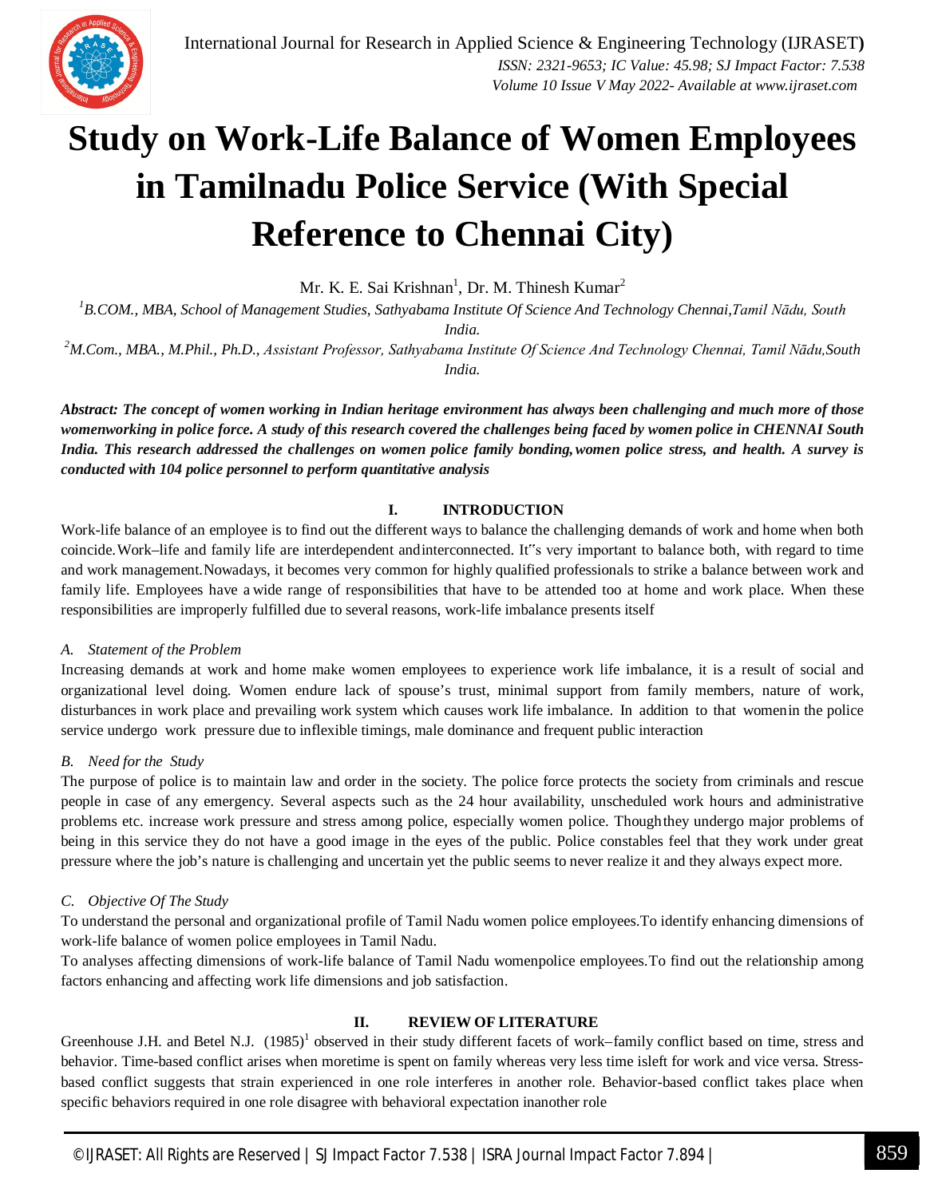# Study on Work-Life Balance of Women Employees in Tamilnadu Police Service (With Special Reference to Chennai City)

Mr. K. E. Sai Krishnan[1], Dr. M. Thinesh Kumar[2]

[1]*B.COM., MBA, School of Management Studies, Sathyabama Institute Of Science And Technology Chennai,Tamil Nādu, South India.*

[2]*M.Com., MBA., M.Phil., Ph.D., Assistant Professor, Sathyabama Institute Of Science And Technology Chennai, Tamil Nādu,South India.*

***Abstract:** The concept of women working in Indian heritage environment has always been challenging and much more of those womenworking in police force. A study of this research covered the challenges being faced by women police in CHENNAI South India. This research addressed the challenges on women police family bonding,women police stress, and health. A survey is conducted with 104 police personnel to perform quantitative analysis*

## I. INTRODUCTION

Work-life balance of an employee is to find out the different ways to balance the challenging demands of work and home when both coincide.Work–life and family life are interdependent andinterconnected. It"s very important to balance both, with regard to time and work management.Nowadays, it becomes very common for highly qualified professionals to strike a balance between work and family life. Employees have a wide range of responsibilities that have to be attended too at home and work place. When these responsibilities are improperly fulfilled due to several reasons, work-life imbalance presents itself

### *A. Statement of the Problem*

Increasing demands at work and home make women employees to experience work life imbalance, it is a result of social and organizational level doing. Women endure lack of spouse's trust, minimal support from family members, nature of work, disturbances in work place and prevailing work system which causes work life imbalance. In addition to that womenin the police service undergo work pressure due to inflexible timings, male dominance and frequent public interaction

### *B. Need for the Study*

The purpose of police is to maintain law and order in the society. The police force protects the society from criminals and rescue people in case of any emergency. Several aspects such as the 24 hour availability, unscheduled work hours and administrative problems etc. increase work pressure and stress among police, especially women police. Thoughthey undergo major problems of being in this service they do not have a good image in the eyes of the public. Police constables feel that they work under great pressure where the job's nature is challenging and uncertain yet the public seems to never realize it and they always expect more.

### *C. Objective Of The Study*

To understand the personal and organizational profile of Tamil Nadu women police employees.To identify enhancing dimensions of work-life balance of women police employees in Tamil Nadu.

To analyses affecting dimensions of work-life balance of Tamil Nadu womenpolice employees.To find out the relationship among factors enhancing and affecting work life dimensions and job satisfaction.

## II. REVIEW OF LITERATURE

Greenhouse J.H. and Betel N.J. (1985)[1] observed in their study different facets of work–family conflict based on time, stress and behavior. Time-based conflict arises when moretime is spent on family whereas very less time isleft for work and vice versa. Stress-based conflict suggests that strain experienced in one role interferes in another role. Behavior-based conflict takes place when specific behaviors required in one role disagree with behavioral expectation inanother role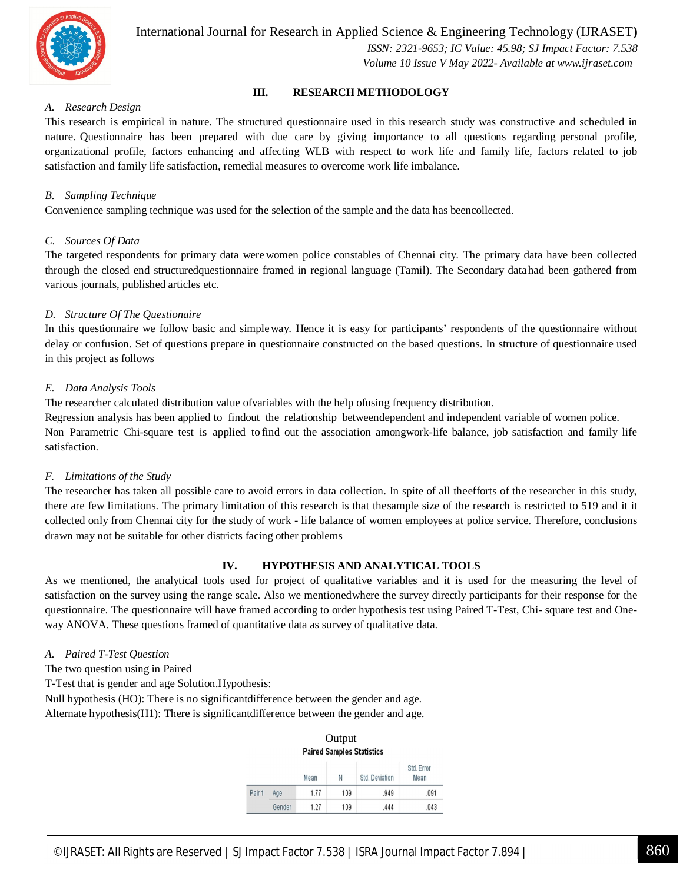## III. RESEARCH METHODOLOGY

### *A. Research Design*

This research is empirical in nature. The structured questionnaire used in this research study was constructive and scheduled in nature. Questionnaire has been prepared with due care by giving importance to all questions regarding personal profile, organizational profile, factors enhancing and affecting WLB with respect to work life and family life, factors related to job satisfaction and family life satisfaction, remedial measures to overcome work life imbalance.

### *B. Sampling Technique*

Convenience sampling technique was used for the selection of the sample and the data has beencollected.

### *C. Sources Of Data*

The targeted respondents for primary data were women police constables of Chennai city. The primary data have been collected through the closed end structuredquestionnaire framed in regional language (Tamil). The Secondary datahad been gathered from various journals, published articles etc.

### *D. Structure Of The Questionnaire*

In this questionnaire we follow basic and simpleway. Hence it is easy for participants' respondents of the questionnaire without delay or confusion. Set of questions prepare in questionnaire constructed on the based questions. In structure of questionnaire used in this project as follows

### *E. Data Analysis Tools*

The researcher calculated distribution value ofvariables with the help ofusing frequency distribution.

Regression analysis has been applied to findout the relationship betweendependent and independent variable of women police.

Non Parametric Chi-square test is applied to find out the association amongwork-life balance, job satisfaction and family life satisfaction.

### *F. Limitations of the Study*

The researcher has taken all possible care to avoid errors in data collection. In spite of all theefforts of the researcher in this study, there are few limitations. The primary limitation of this research is that thesample size of the research is restricted to 519 and it it collected only from Chennai city for the study of work - life balance of women employees at police service. Therefore, conclusions drawn may not be suitable for other districts facing other problems

## IV. HYPOTHESIS AND ANALYTICAL TOOLS

As we mentioned, the analytical tools used for project of qualitative variables and it is used for the measuring the level of satisfaction on the survey using the range scale. Also we mentionedwhere the survey directly participants for their response for the questionnaire. The questionnaire will have framed according to order hypothesis test using Paired T-Test, Chi- square test and One-way ANOVA. These questions framed of quantitative data as survey of qualitative data.

### *A. Paired T-Test Question*

The two question using in Paired

T-Test that is gender and age Solution.Hypothesis:

Null hypothesis (HO): There is no significantdifference between the gender and age.

Alternate hypothesis(H1): There is significantdifference between the gender and age.

Output

**Paired Samples Statistics**

| | | Mean | N | Std. Deviation | Std. Error Mean |
|---|---|---|---|---|---|
| Pair 1 | Age | 1.77 | 109 | .949 | .091 |
| | Gender | 1.27 | 109 | .444 | .043 |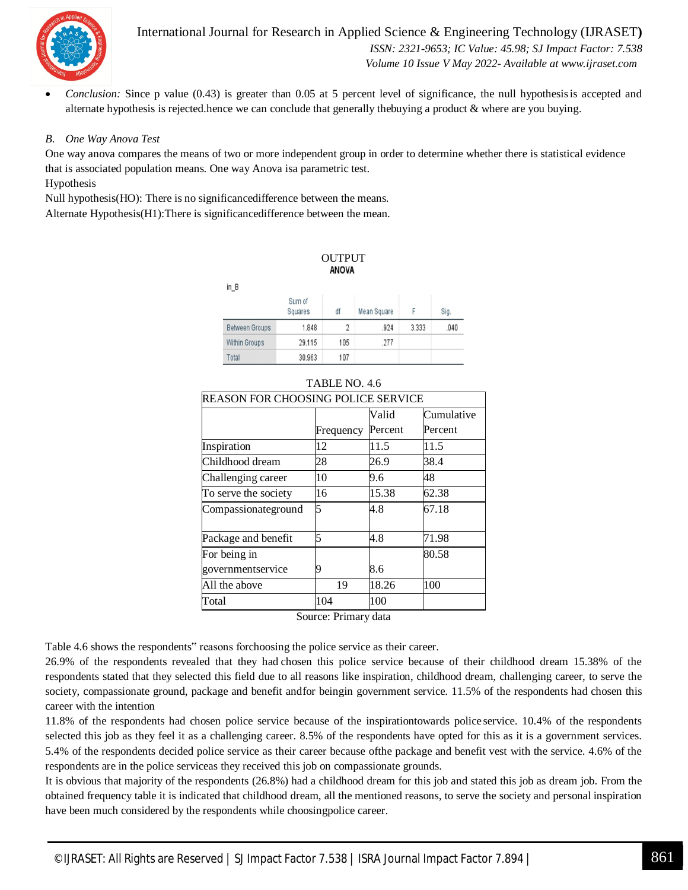- *Conclusion:* Since p value (0.43) is greater than 0.05 at 5 percent level of significance, the null hypothesisis accepted and alternate hypothesis is rejected.hence we can conclude that generally thebuying a product & where are you buying.

### *B. One Way Anova Test*

One way anova compares the means of two or more independent group in order to determine whether there is statistical evidence that is associated population means. One way Anova isa parametric test.

Hypothesis

Null hypothesis(HO): There is no significancedifference between the means.

Alternate Hypothesis(H1):There is significancedifference between the mean.

OUTPUT

**ANOVA**

in_B

| | Sum of Squares | df | Mean Square | F | Sig. |
|---|---|---|---|---|---|
| Between Groups | 1.848 | 2 | .924 | 3.333 | .040 |
| Within Groups | 29.115 | 105 | .277 | | |
| Total | 30.963 | 107 | | | |

TABLE NO. 4.6

| REASON FOR CHOOSING POLICE SERVICE | | | |
|---|---|---|---|
| | Frequency | Valid Percent | Cumulative Percent |
| Inspiration | 12 | 11.5 | 11.5 |
| Childhood dream | 28 | 26.9 | 38.4 |
| Challenging career | 10 | 9.6 | 48 |
| To serve the society | 16 | 15.38 | 62.38 |
| Compassionateground | 5 | 4.8 | 67.18 |
| Package and benefit | 5 | 4.8 | 71.98 |
| For being in governmentservice | 9 | 8.6 | 80.58 |
| All the above | 19 | 18.26 | 100 |
| Total | 104 | 100 | |

Source: Primary data

Table 4.6 shows the respondents" reasons forchoosing the police service as their career.

26.9% of the respondents revealed that they had chosen this police service because of their childhood dream 15.38% of the respondents stated that they selected this field due to all reasons like inspiration, childhood dream, challenging career, to serve the society, compassionate ground, package and benefit andfor beingin government service. 11.5% of the respondents had chosen this career with the intention

11.8% of the respondents had chosen police service because of the inspirationtowards policeservice. 10.4% of the respondents selected this job as they feel it as a challenging career. 8.5% of the respondents have opted for this as it is a government services. 5.4% of the respondents decided police service as their career because ofthe package and benefit vest with the service. 4.6% of the respondents are in the police serviceas they received this job on compassionate grounds.

It is obvious that majority of the respondents (26.8%) had a childhood dream for this job and stated this job as dream job. From the obtained frequency table it is indicated that childhood dream, all the mentioned reasons, to serve the society and personal inspiration have been much considered by the respondents while choosingpolice career.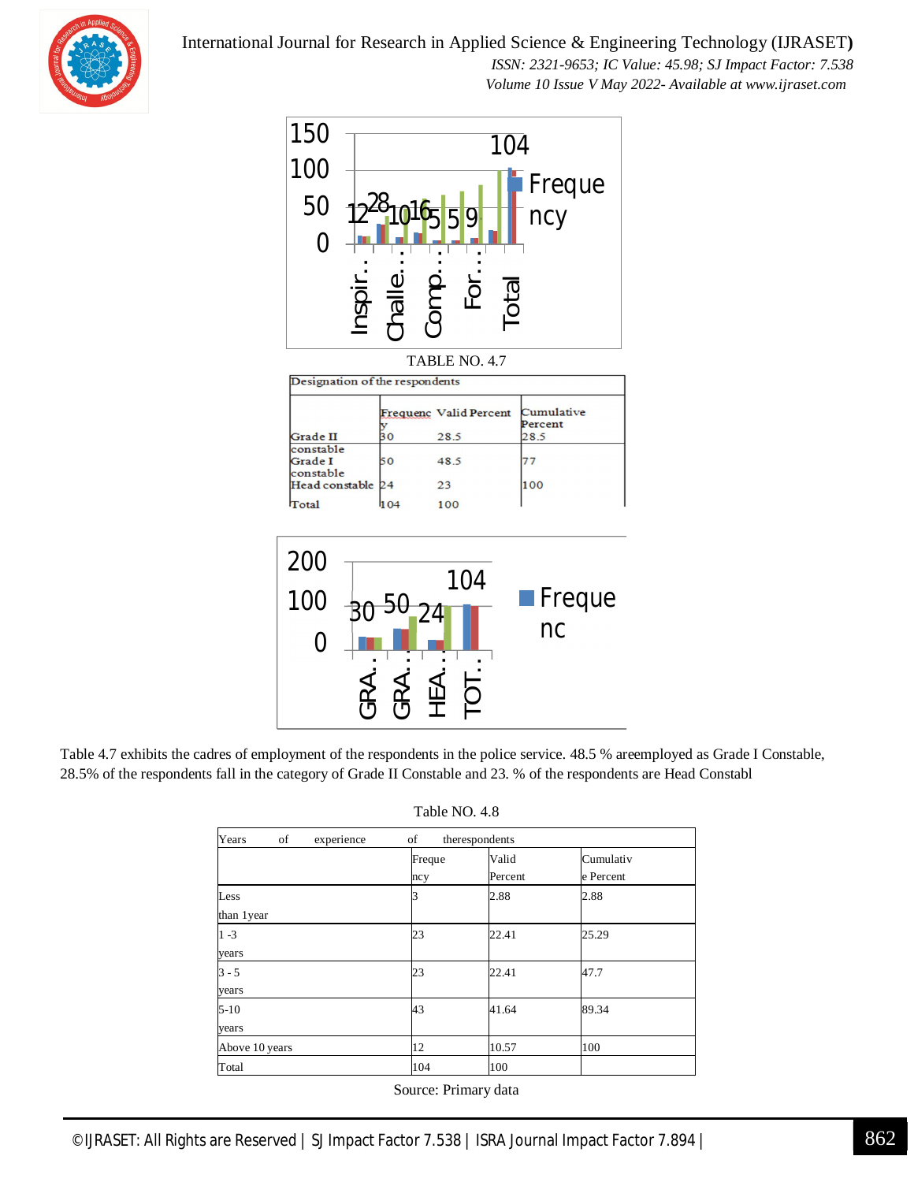150

100

50

0

12 28 10 16 5 5 9

104

Frequency

Inspir... Challe... Comp... For... Total

TABLE NO. 4.7

| Designation of the respondents | | | |
|---|---|---|---|
| | Frequency | Valid Percent | Cumulative Percent |
| Grade II constable | 30 | 28.5 | 28.5 |
| Grade I constable | 50 | 48.5 | 77 |
| Head constable | 24 | 23 | 100 |
| Total | 104 | 100 | |

200

100

0

30 50 24 104

Frequenc

GRA... GRA... HEA... TOT...

Table 4.7 exhibits the cadres of employment of the respondents in the police service. 48.5 % areemployed as Grade I Constable, 28.5% of the respondents fall in the category of Grade II Constable and 23. % of the respondents are Head Constabl

Table NO. 4.8

| Years of experience of therespondents | | | |
|---|---|---|---|
| | Frequency | Valid Percent | Cumulative Percent |
| Less than 1year | 3 | 2.88 | 2.88 |
| 1 -3 years | 23 | 22.41 | 25.29 |
| 3 - 5 years | 23 | 22.41 | 47.7 |
| 5-10 years | 43 | 41.64 | 89.34 |
| Above 10 years | 12 | 10.57 | 100 |
| Total | 104 | 100 | |

Source: Primary data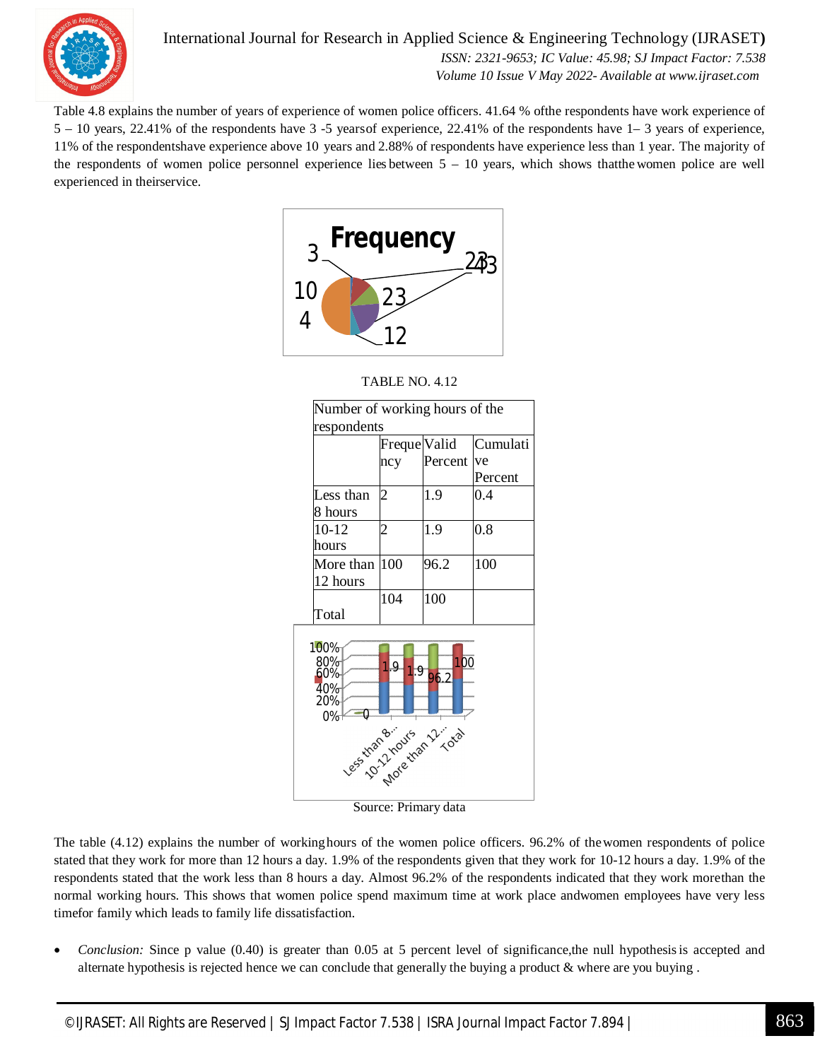Table 4.8 explains the number of years of experience of women police officers. 41.64 % ofthe respondents have work experience of 5 – 10 years, 22.41% of the respondents have 3 -5 yearsof experience, 22.41% of the respondents have 1– 3 years of experience, 11% of the respondentshave experience above 10 years and 2.88% of respondents have experience less than 1 year. The majority of the respondents of women police personnel experience lies between 5 – 10 years, which shows thatthe women police are well experienced in theirservice.

Frequency

3

23

43

10

23

4

12

TABLE NO. 4.12

| Number of working hours of the respondents | | | |
|---|---|---|---|
| | Frequency | Valid Percent | Cumulative Percent |
| Less than 8 hours | 2 | 1.9 | 0.4 |
| 10-12 hours | 2 | 1.9 | 0.8 |
| More than 12 hours | 100 | 96.2 | 100 |
| Total | 104 | 100 | |

100%
80%
60%
40%
20%
0%
0
1.9
1.9
96.2
100
Less than 8...
10-12 hours
More than 12...
Total

Source: Primary data

The table (4.12) explains the number of workinghours of the women police officers. 96.2% of thewomen respondents of police stated that they work for more than 12 hours a day. 1.9% of the respondents given that they work for 10-12 hours a day. 1.9% of the respondents stated that the work less than 8 hours a day. Almost 96.2% of the respondents indicated that they work morethan the normal working hours. This shows that women police spend maximum time at work place andwomen employees have very less timefor family which leads to family life dissatisfaction.

- *Conclusion:* Since p value (0.40) is greater than 0.05 at 5 percent level of significance,the null hypothesis is accepted and alternate hypothesis is rejected hence we can conclude that generally the buying a product & where are you buying .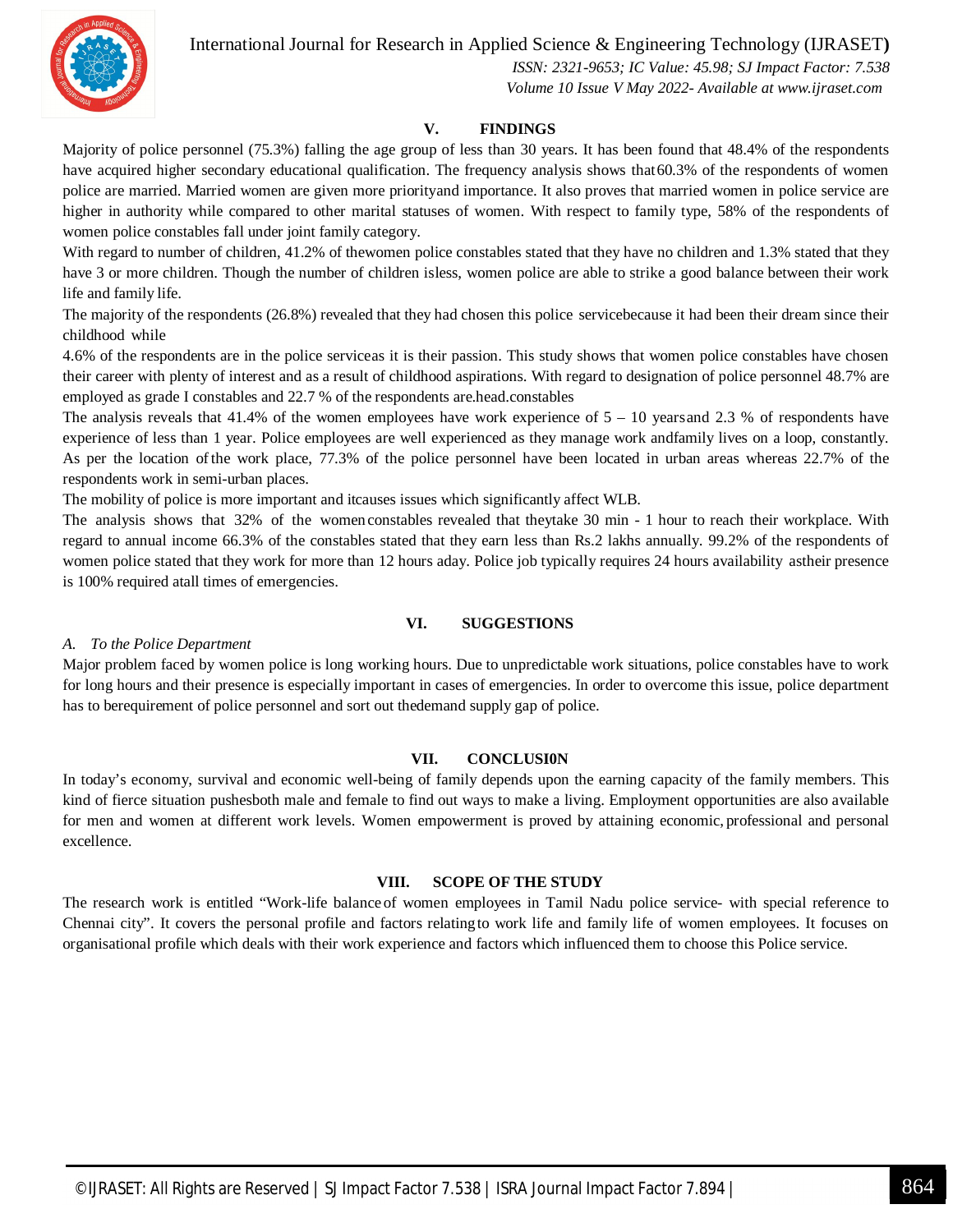## V. FINDINGS

Majority of police personnel (75.3%) falling the age group of less than 30 years. It has been found that 48.4% of the respondents have acquired higher secondary educational qualification. The frequency analysis shows that60.3% of the respondents of women police are married. Married women are given more priorityand importance. It also proves that married women in police service are higher in authority while compared to other marital statuses of women. With respect to family type, 58% of the respondents of women police constables fall under joint family category.

With regard to number of children, 41.2% of thewomen police constables stated that they have no children and 1.3% stated that they have 3 or more children. Though the number of children isless, women police are able to strike a good balance between their work life and family life.

The majority of the respondents (26.8%) revealed that they had chosen this police servicebecause it had been their dream since their childhood while

4.6% of the respondents are in the police serviceas it is their passion. This study shows that women police constables have chosen their career with plenty of interest and as a result of childhood aspirations. With regard to designation of police personnel 48.7% are employed as grade I constables and 22.7 % of the respondents are.head.constables

The analysis reveals that 41.4% of the women employees have work experience of 5 – 10 yearsand 2.3 % of respondents have experience of less than 1 year. Police employees are well experienced as they manage work andfamily lives on a loop, constantly. As per the location ofthe work place, 77.3% of the police personnel have been located in urban areas whereas 22.7% of the respondents work in semi-urban places.

The mobility of police is more important and itcauses issues which significantly affect WLB.

The analysis shows that 32% of the womenconstables revealed that theytake 30 min - 1 hour to reach their workplace. With regard to annual income 66.3% of the constables stated that they earn less than Rs.2 lakhs annually. 99.2% of the respondents of women police stated that they work for more than 12 hours aday. Police job typically requires 24 hours availability astheir presence is 100% required atall times of emergencies.

## VI. SUGGESTIONS

### *A. To the Police Department*

Major problem faced by women police is long working hours. Due to unpredictable work situations, police constables have to work for long hours and their presence is especially important in cases of emergencies. In order to overcome this issue, police department has to berequirement of police personnel and sort out thedemand supply gap of police.

## VII. CONCLUSI0N

In today's economy, survival and economic well-being of family depends upon the earning capacity of the family members. This kind of fierce situation pushesboth male and female to find out ways to make a living. Employment opportunities are also available for men and women at different work levels. Women empowerment is proved by attaining economic, professional and personal excellence.

## VIII. SCOPE OF THE STUDY

The research work is entitled "Work-life balance of women employees in Tamil Nadu police service- with special reference to Chennai city". It covers the personal profile and factors relatingto work life and family life of women employees. It focuses on organisational profile which deals with their work experience and factors which influenced them to choose this Police service.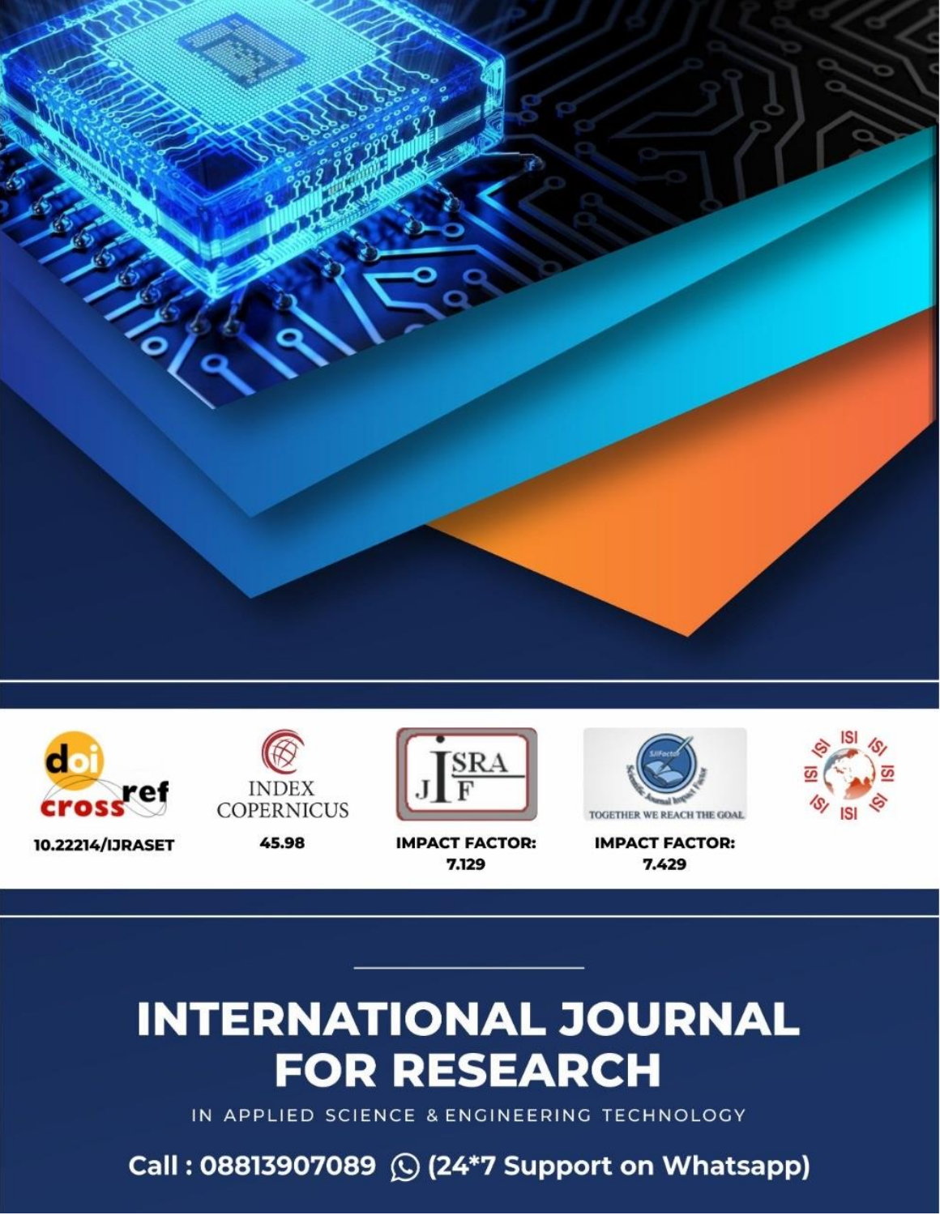10.22214/IJRASET

INDEX COPERNICUS

45.98

IMPACT FACTOR: 7.129

IMPACT FACTOR: 7.429

# INTERNATIONAL JOURNAL FOR RESEARCH

IN APPLIED SCIENCE & ENGINEERING TECHNOLOGY

Call : 08813907089 (24*7 Support on Whatsapp)